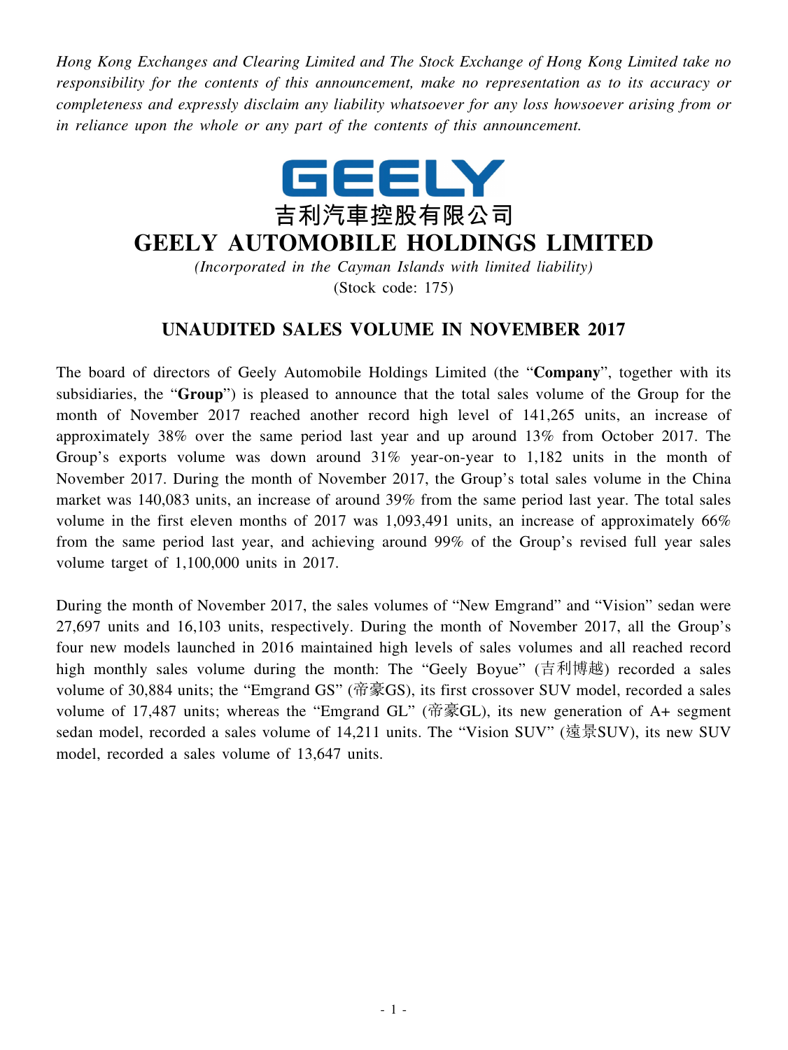*Hong Kong Exchanges and Clearing Limited and The Stock Exchange of Hong Kong Limited take no responsibility for the contents of this announcement, make no representation as to its accuracy or completeness and expressly disclaim any liability whatsoever for any loss howsoever arising from or in reliance upon the whole or any part of the contents of this announcement.*

GEELY

吉利汽車控股有限公司

# GEELY AUTOMOBILE HOLDINGS LIMITED

*(Incorporated in the Cayman Islands with limited liability)*

(Stock code: 175)

## UNAUDITED SALES VOLUME IN NOVEMBER 2017

The board of directors of Geely Automobile Holdings Limited (the "**Company**", together with its subsidiaries, the "**Group**") is pleased to announce that the total sales volume of the Group for the month of November 2017 reached another record high level of 141,265 units, an increase of approximately 38% over the same period last year and up around 13% from October 2017. The Group's exports volume was down around 31% year-on-year to 1,182 units in the month of November 2017. During the month of November 2017, the Group's total sales volume in the China market was 140,083 units, an increase of around 39% from the same period last year. The total sales volume in the first eleven months of 2017 was 1,093,491 units, an increase of approximately 66% from the same period last year, and achieving around 99% of the Group's revised full year sales volume target of 1,100,000 units in 2017.

During the month of November 2017, the sales volumes of "New Emgrand" and "Vision" sedan were 27,697 units and 16,103 units, respectively. During the month of November 2017, all the Group's four new models launched in 2016 maintained high levels of sales volumes and all reached record high monthly sales volume during the month: The "Geely Boyue" (吉利博越) recorded a sales volume of 30,884 units; the "Emgrand GS" (帝豪GS), its first crossover SUV model, recorded a sales volume of 17,487 units; whereas the "Emgrand GL" (帝豪GL), its new generation of A+ segment sedan model, recorded a sales volume of 14,211 units. The "Vision SUV" (遠景SUV), its new SUV model, recorded a sales volume of 13,647 units.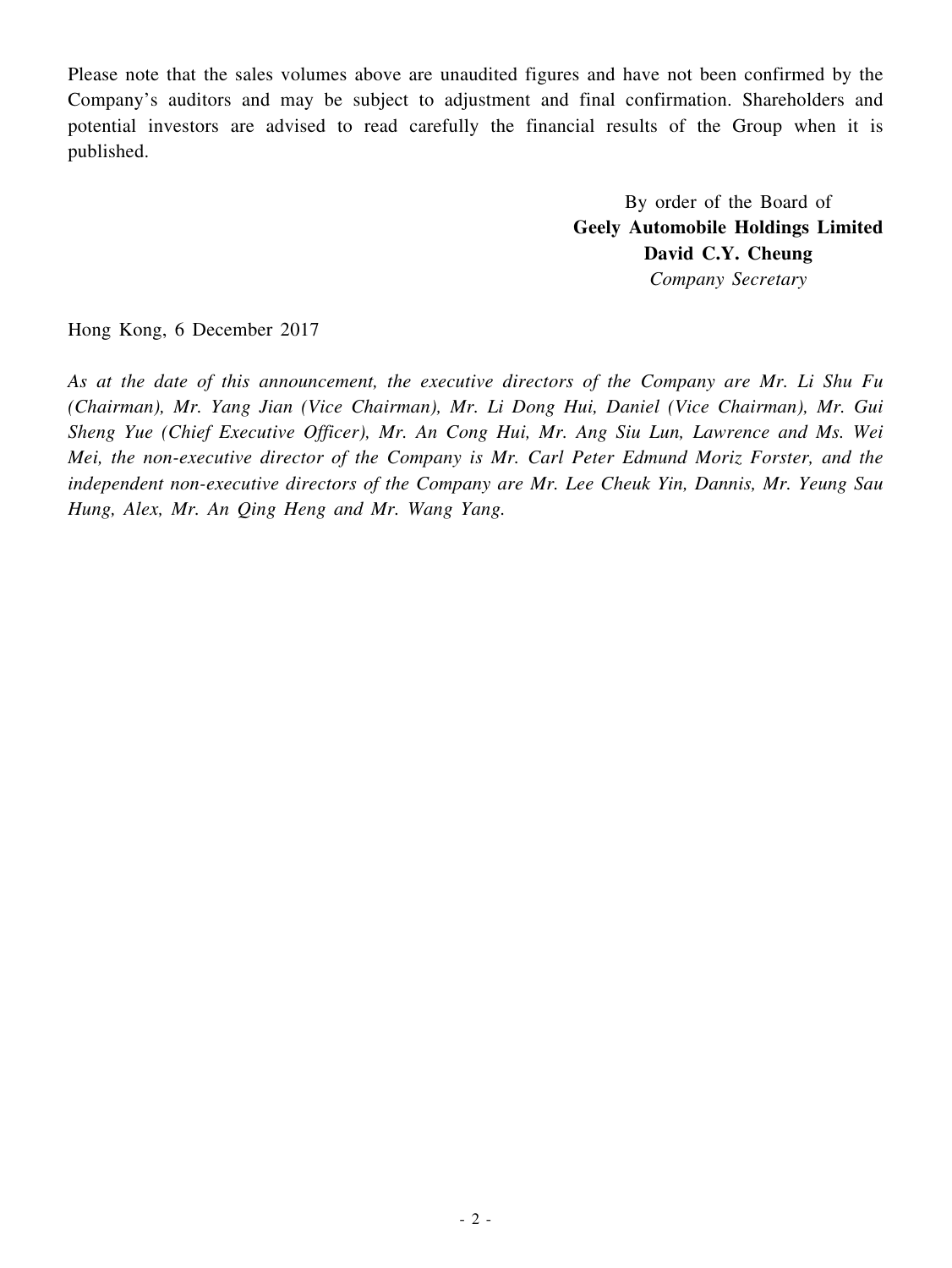Please note that the sales volumes above are unaudited figures and have not been confirmed by the Company's auditors and may be subject to adjustment and final confirmation. Shareholders and potential investors are advised to read carefully the financial results of the Group when it is published.

By order of the Board of
**Geely Automobile Holdings Limited**
**David C.Y. Cheung**
*Company Secretary*

Hong Kong, 6 December 2017

*As at the date of this announcement, the executive directors of the Company are Mr. Li Shu Fu (Chairman), Mr. Yang Jian (Vice Chairman), Mr. Li Dong Hui, Daniel (Vice Chairman), Mr. Gui Sheng Yue (Chief Executive Officer), Mr. An Cong Hui, Mr. Ang Siu Lun, Lawrence and Ms. Wei Mei, the non-executive director of the Company is Mr. Carl Peter Edmund Moriz Forster, and the independent non-executive directors of the Company are Mr. Lee Cheuk Yin, Dannis, Mr. Yeung Sau Hung, Alex, Mr. An Qing Heng and Mr. Wang Yang.*